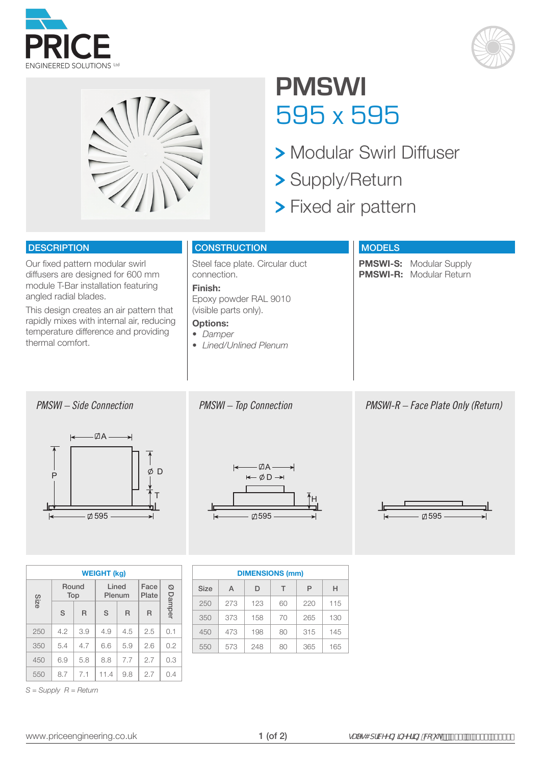# PMSWI

## 595 x 595

> Modular Swirl Diffuser
> Supply/Return
> Fixed air pattern

## DESCRIPTION

Our fixed pattern modular swirl diffusers are designed for 600 mm module T-Bar installation featuring angled radial blades.

This design creates an air pattern that rapidly mixes with internal air, reducing temperature difference and providing thermal comfort.

## CONSTRUCTION

Steel face plate. Circular duct connection.

**Finish:**
Epoxy powder RAL 9010 (visible parts only).

**Options:**

- *Damper*
- *Lined/Unlined Plenum*

## MODELS

**PMSWI-S:** Modular Supply
**PMSWI-R:** Modular Return

*PMSWI – Side Connection*

*PMSWI – Top Connection*

*PMSWI-R – Face Plate Only (Return)*

| WEIGHT (kg) | | | | | | |
|---|---|---|---|---|---|---|
| Size | Round Top | | Lined Plenum | | Face Plate | Ø Damper |
| | S | R | S | R | R | |
| 250 | 4.2 | 3.9 | 4.9 | 4.5 | 2.5 | 0.1 |
| 350 | 5.4 | 4.7 | 6.6 | 5.9 | 2.6 | 0.2 |
| 450 | 6.9 | 5.8 | 8.8 | 7.7 | 2.7 | 0.3 |
| 550 | 8.7 | 7.1 | 11.4 | 9.8 | 2.7 | 0.4 |

*S = Supply R = Return*

| DIMENSIONS (mm) | | | | | |
|---|---|---|---|---|---|
| Size | A | D | T | P | H |
| 250 | 273 | 123 | 60 | 220 | 115 |
| 350 | 373 | 158 | 70 | 265 | 130 |
| 450 | 473 | 198 | 80 | 315 | 145 |
| 550 | 573 | 248 | 80 | 365 | 165 |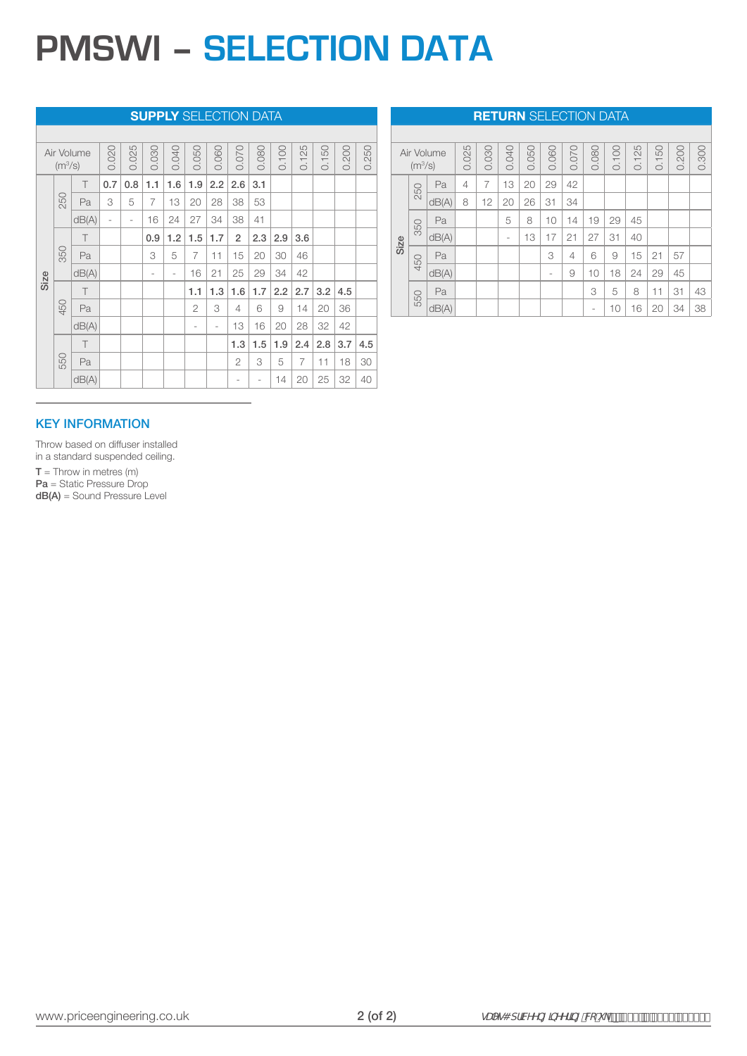# PMSWI – SELECTION DATA

## SUPPLY SELECTION DATA

| Size | | Air Volume (m³/s) | 0.020 | 0.025 | 0.030 | 0.040 | 0.050 | 0.060 | 0.070 | 0.080 | 0.100 | 0.125 | 0.150 | 0.200 | 0.250 |
|---|---|---|---|---|---|---|---|---|---|---|---|---|---|---|---|
| Size | 250 | T | **0.7** | **0.8** | **1.1** | **1.6** | **1.9** | **2.2** | **2.6** | **3.1** | | | | | |
| | | Pa | 3 | 5 | 7 | 13 | 20 | 28 | 38 | 53 | | | | | |
| | | dB(A) | - | - | 16 | 24 | 27 | 34 | 38 | 41 | | | | | |
| | 350 | T | | | **0.9** | **1.2** | **1.5** | **1.7** | **2** | **2.3** | **2.9** | **3.6** | | | |
| | | Pa | | | 3 | 5 | 7 | 11 | 15 | 20 | 30 | 46 | | | |
| | | dB(A) | | | - | - | 16 | 21 | 25 | 29 | 34 | 42 | | | |
| | 450 | T | | | | | **1.1** | **1.3** | **1.6** | **1.7** | **2.2** | **2.7** | **3.2** | **4.5** | |
| | | Pa | | | | | 2 | 3 | 4 | 6 | 9 | 14 | 20 | 36 | |
| | | dB(A) | | | | | - | - | 13 | 16 | 20 | 28 | 32 | 42 | |
| | 550 | T | | | | | | | **1.3** | **1.5** | **1.9** | **2.4** | **2.8** | **3.7** | **4.5** |
| | | Pa | | | | | | | 2 | 3 | 5 | 7 | 11 | 18 | 30 |
| | | dB(A) | | | | | | | - | - | 14 | 20 | 25 | 32 | 40 |

## RETURN SELECTION DATA

| Size | | Air Volume (m³/s) | 0.025 | 0.030 | 0.040 | 0.050 | 0.060 | 0.070 | 0.080 | 0.100 | 0.125 | 0.150 | 0.200 | 0.300 |
|---|---|---|---|---|---|---|---|---|---|---|---|---|---|---|
| Size | 250 | Pa | 4 | 7 | 13 | 20 | 29 | 42 | | | | | | |
| | | dB(A) | 8 | 12 | 20 | 26 | 31 | 34 | | | | | | |
| | 350 | Pa | | | 5 | 8 | 10 | 14 | 19 | 29 | 45 | | | |
| | | dB(A) | | | - | 13 | 17 | 21 | 27 | 31 | 40 | | | |
| | 450 | Pa | | | | | 3 | 4 | 6 | 9 | 15 | 21 | 57 | |
| | | dB(A) | | | | | - | 9 | 10 | 18 | 24 | 29 | 45 | |
| | 550 | Pa | | | | | | | 3 | 5 | 8 | 11 | 31 | 43 |
| | | dB(A) | | | | | | | - | 10 | 16 | 20 | 34 | 38 |

## KEY INFORMATION

Throw based on diffuser installed in a standard suspended ceiling.

**T** = Throw in metres (m)
**Pa** = Static Pressure Drop
**dB(A)** = Sound Pressure Level